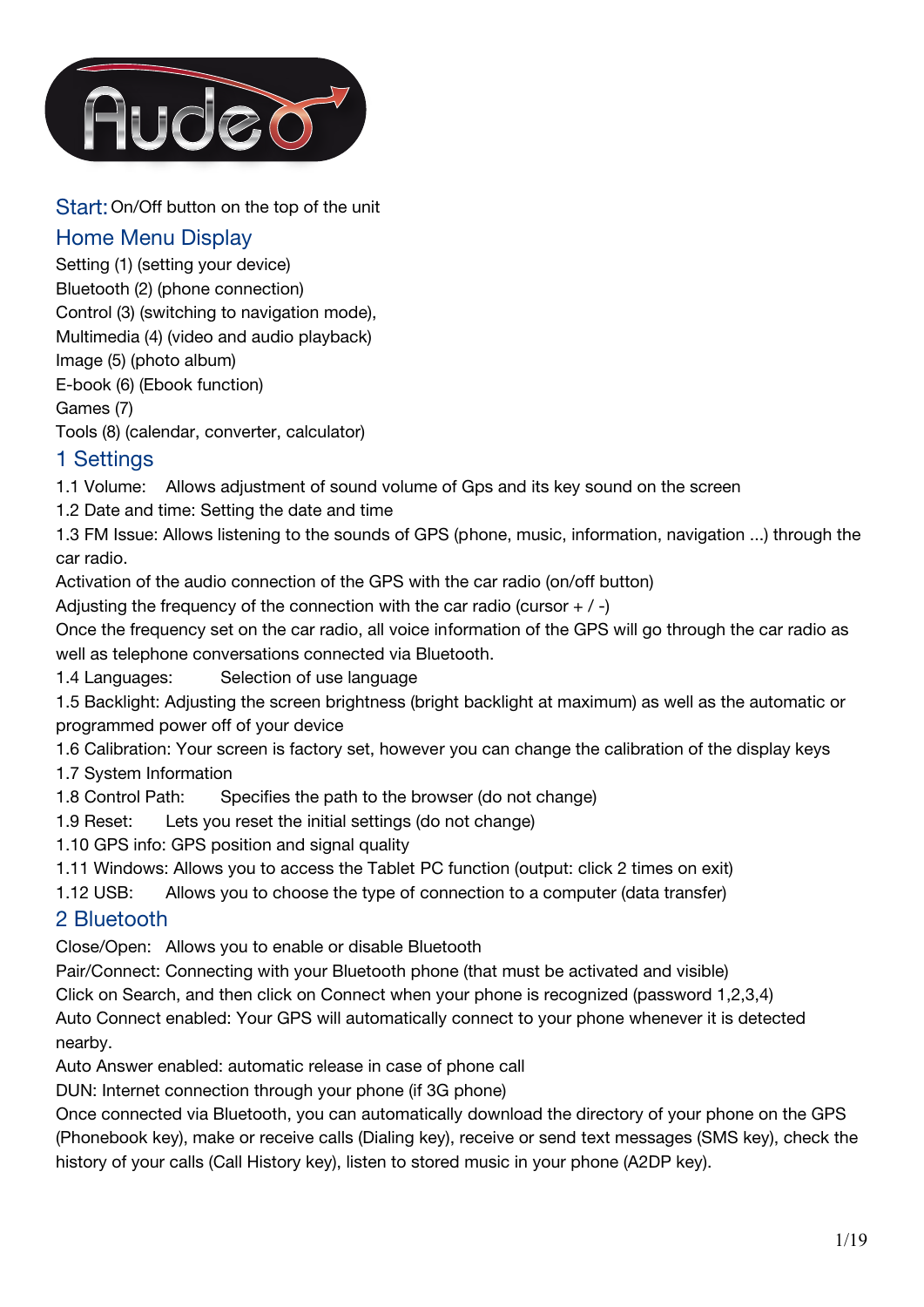**Start:** On/Off button on the top of the unit

## Home Menu Display

Setting (1) (setting your device)
Bluetooth (2) (phone connection)
Control (3) (switching to navigation mode),
Multimedia (4) (video and audio playback)
Image (5) (photo album)
E-book (6) (Ebook function)
Games (7)
Tools (8) (calendar, converter, calculator)

## 1 Settings

1.1 Volume: Allows adjustment of sound volume of Gps and its key sound on the screen
1.2 Date and time: Setting the date and time
1.3 FM Issue: Allows listening to the sounds of GPS (phone, music, information, navigation ...) through the car radio.
Activation of the audio connection of the GPS with the car radio (on/off button)
Adjusting the frequency of the connection with the car radio (cursor + / -)
Once the frequency set on the car radio, all voice information of the GPS will go through the car radio as well as telephone conversations connected via Bluetooth.
1.4 Languages: Selection of use language
1.5 Backlight: Adjusting the screen brightness (bright backlight at maximum) as well as the automatic or programmed power off of your device
1.6 Calibration: Your screen is factory set, however you can change the calibration of the display keys
1.7 System Information
1.8 Control Path: Specifies the path to the browser (do not change)
1.9 Reset: Lets you reset the initial settings (do not change)
1.10 GPS info: GPS position and signal quality
1.11 Windows: Allows you to access the Tablet PC function (output: click 2 times on exit)
1.12 USB: Allows you to choose the type of connection to a computer (data transfer)

## 2 Bluetooth

Close/Open: Allows you to enable or disable Bluetooth
Pair/Connect: Connecting with your Bluetooth phone (that must be activated and visible)
Click on Search, and then click on Connect when your phone is recognized (password 1,2,3,4)
Auto Connect enabled: Your GPS will automatically connect to your phone whenever it is detected nearby.
Auto Answer enabled: automatic release in case of phone call
DUN: Internet connection through your phone (if 3G phone)
Once connected via Bluetooth, you can automatically download the directory of your phone on the GPS (Phonebook key), make or receive calls (Dialing key), receive or send text messages (SMS key), check the history of your calls (Call History key), listen to stored music in your phone (A2DP key).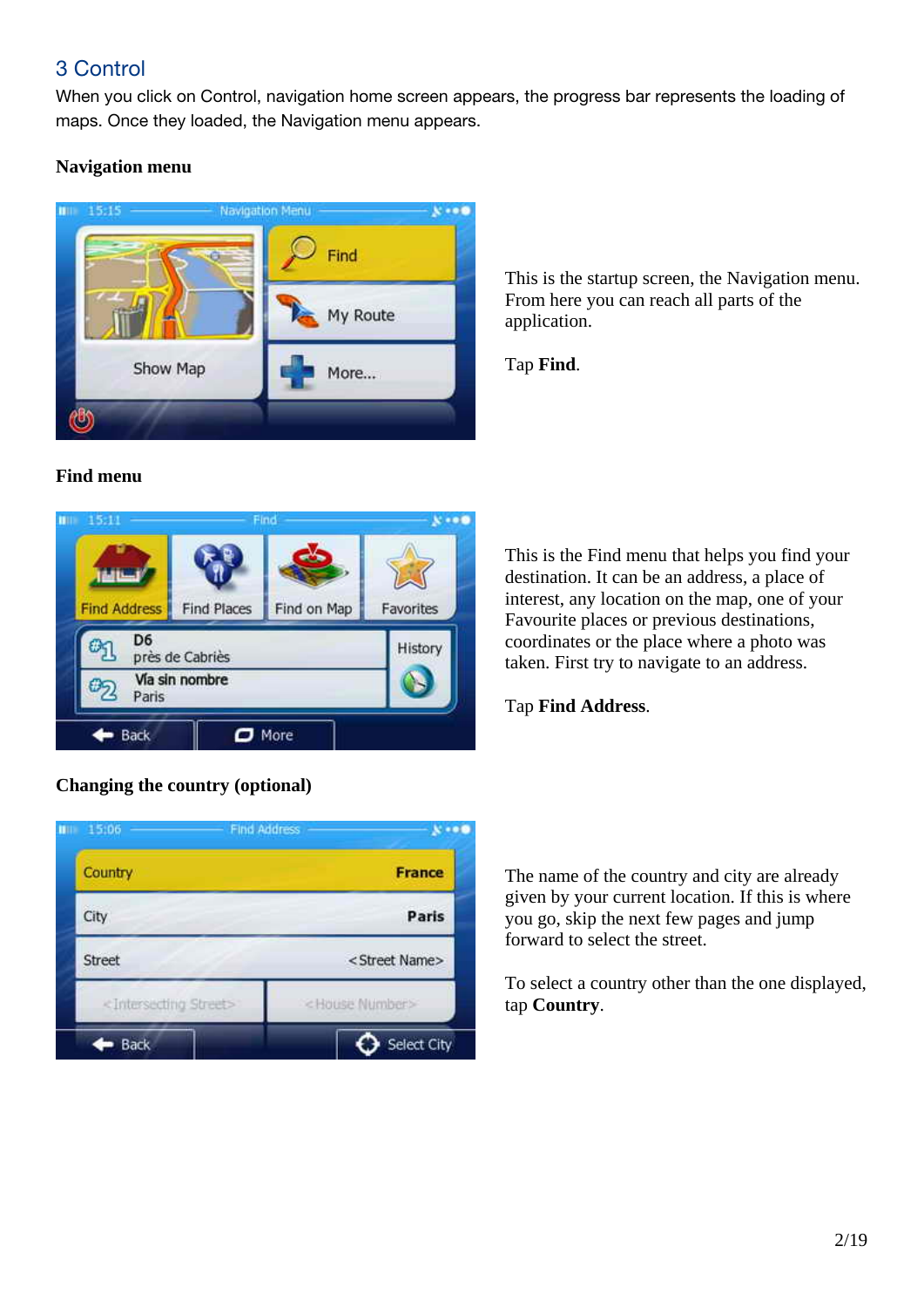## 3 Control

When you click on Control, navigation home screen appears, the progress bar represents the loading of maps. Once they loaded, the Navigation menu appears.

**Navigation menu**

This is the startup screen, the Navigation menu. From here you can reach all parts of the application.

Tap **Find**.

**Find menu**

This is the Find menu that helps you find your destination. It can be an address, a place of interest, any location on the map, one of your Favourite places or previous destinations, coordinates or the place where a photo was taken. First try to navigate to an address.

Tap **Find Address**.

**Changing the country (optional)**

The name of the country and city are already given by your current location. If this is where you go, skip the next few pages and jump forward to select the street.

To select a country other than the one displayed, tap **Country**.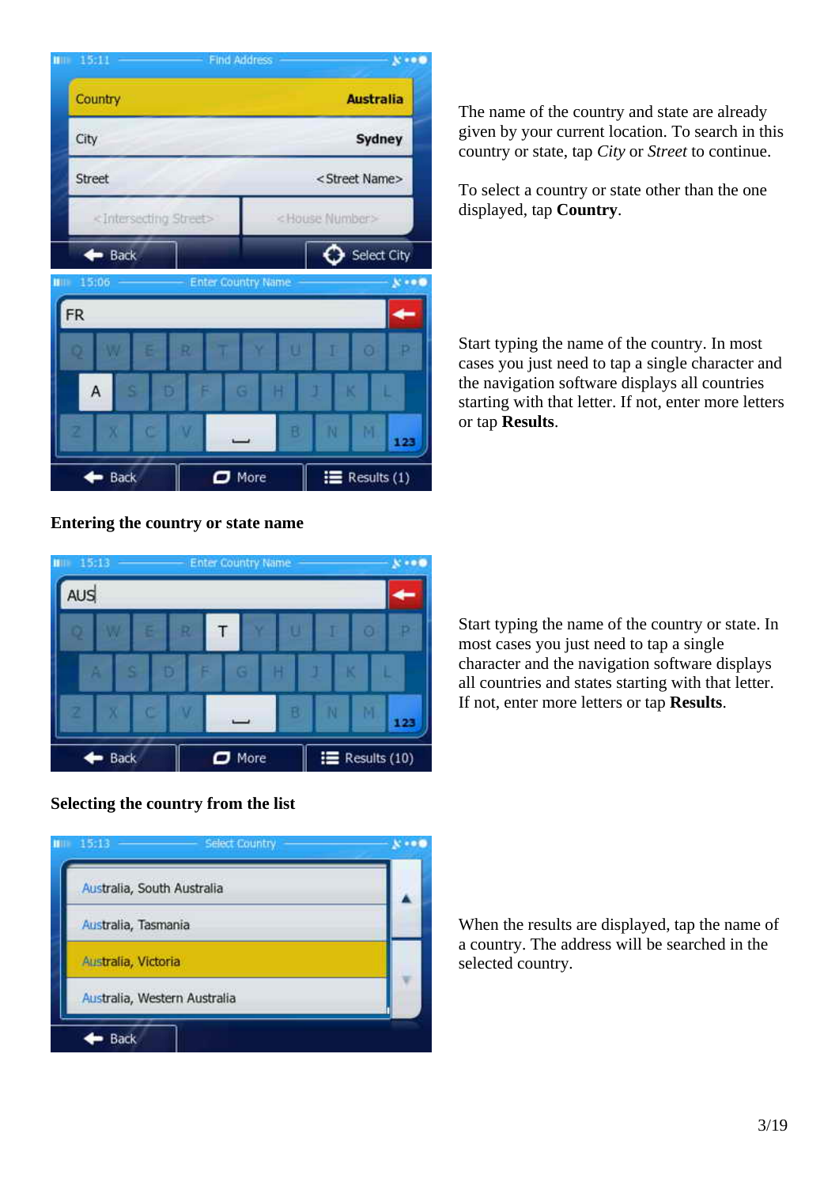The name of the country and state are already given by your current location. To search in this country or state, tap *City* or *Street* to continue.

To select a country or state other than the one displayed, tap **Country**.

Start typing the name of the country. In most cases you just need to tap a single character and the navigation software displays all countries starting with that letter. If not, enter more letters or tap **Results**.

**Entering the country or state name**

Start typing the name of the country or state. In most cases you just need to tap a single character and the navigation software displays all countries and states starting with that letter. If not, enter more letters or tap **Results**.

**Selecting the country from the list**

When the results are displayed, tap the name of a country. The address will be searched in the selected country.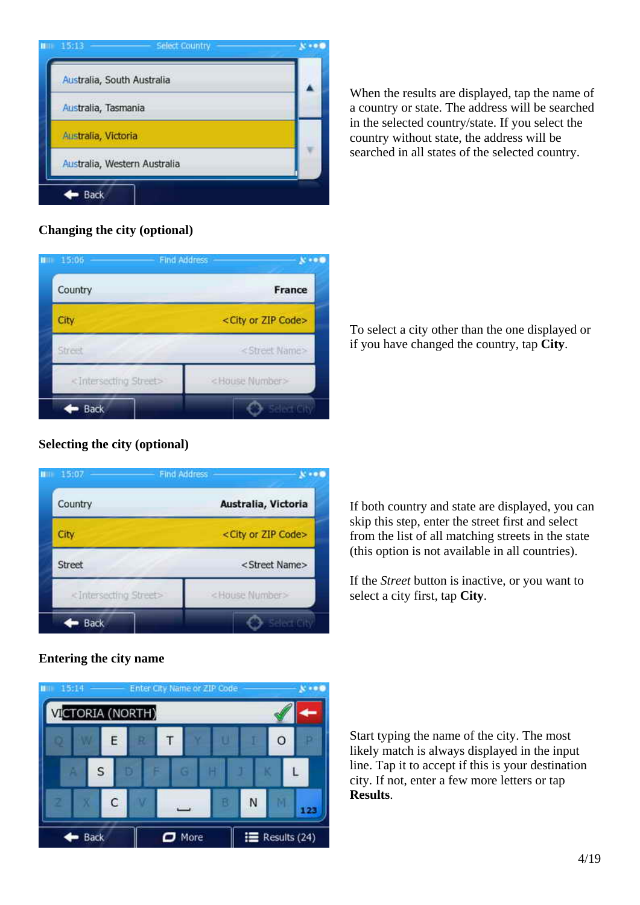When the results are displayed, tap the name of a country or state. The address will be searched in the selected country/state. If you select the country without state, the address will be searched in all states of the selected country.

**Changing the city (optional)**

To select a city other than the one displayed or if you have changed the country, tap **City**.

**Selecting the city (optional)**

If both country and state are displayed, you can skip this step, enter the street first and select from the list of all matching streets in the state (this option is not available in all countries).

If the *Street* button is inactive, or you want to select a city first, tap **City**.

**Entering the city name**

Start typing the name of the city. The most likely match is always displayed in the input line. Tap it to accept if this is your destination city. If not, enter a few more letters or tap **Results**.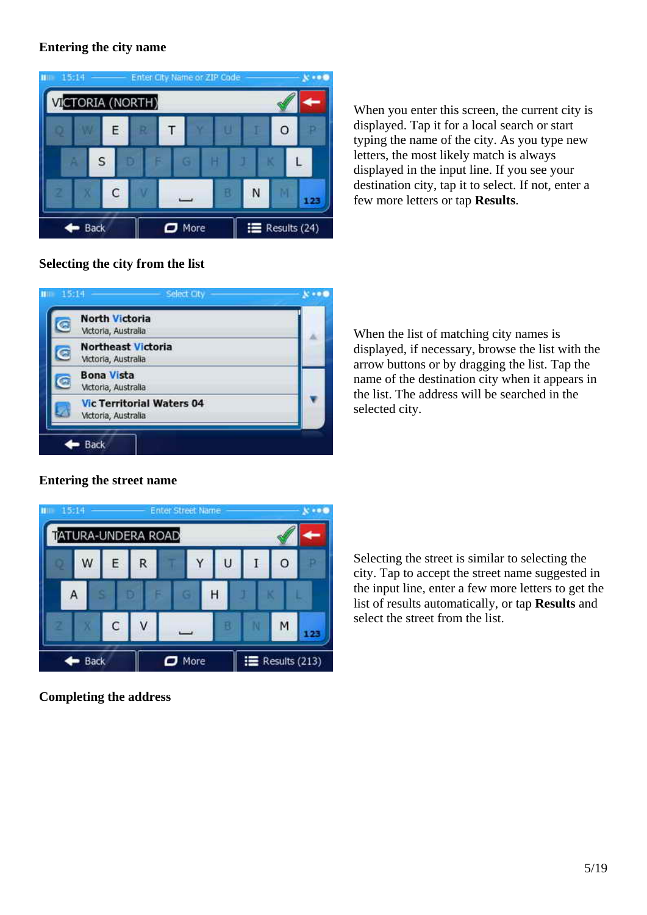### Entering the city name

When you enter this screen, the current city is displayed. Tap it for a local search or start typing the name of the city. As you type new letters, the most likely match is always displayed in the input line. If you see your destination city, tap it to select. If not, enter a few more letters or tap **Results**.

### Selecting the city from the list

When the list of matching city names is displayed, if necessary, browse the list with the arrow buttons or by dragging the list. Tap the name of the destination city when it appears in the list. The address will be searched in the selected city.

### Entering the street name

Selecting the street is similar to selecting the city. Tap to accept the street name suggested in the input line, enter a few more letters to get the list of results automatically, or tap **Results** and select the street from the list.

### Completing the address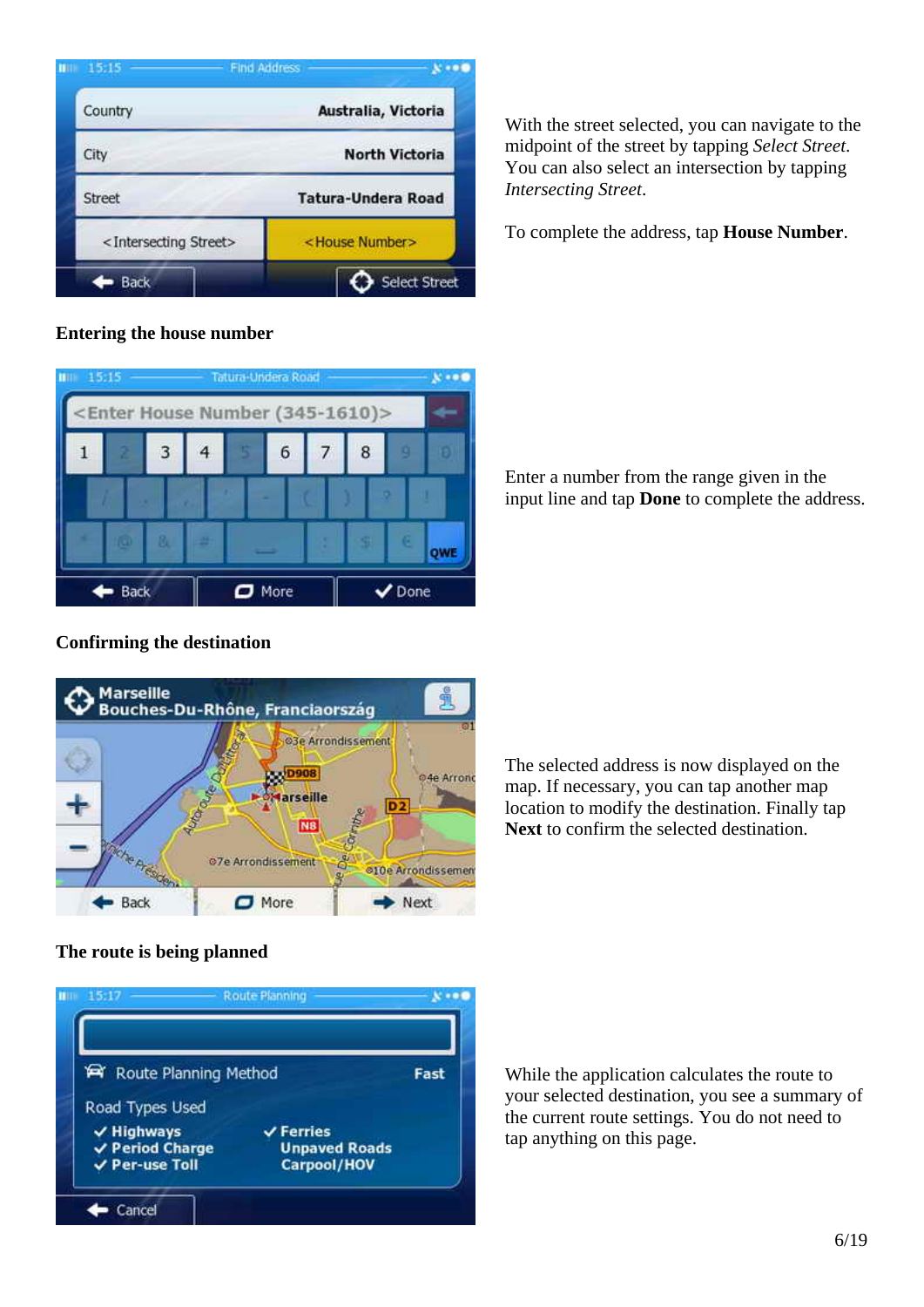With the street selected, you can navigate to the midpoint of the street by tapping *Select Street*. You can also select an intersection by tapping *Intersecting Street*.

To complete the address, tap **House Number**.

**Entering the house number**

Enter a number from the range given in the input line and tap **Done** to complete the address.

**Confirming the destination**

The selected address is now displayed on the map. If necessary, you can tap another map location to modify the destination. Finally tap **Next** to confirm the selected destination.

**The route is being planned**

While the application calculates the route to your selected destination, you see a summary of the current route settings. You do not need to tap anything on this page.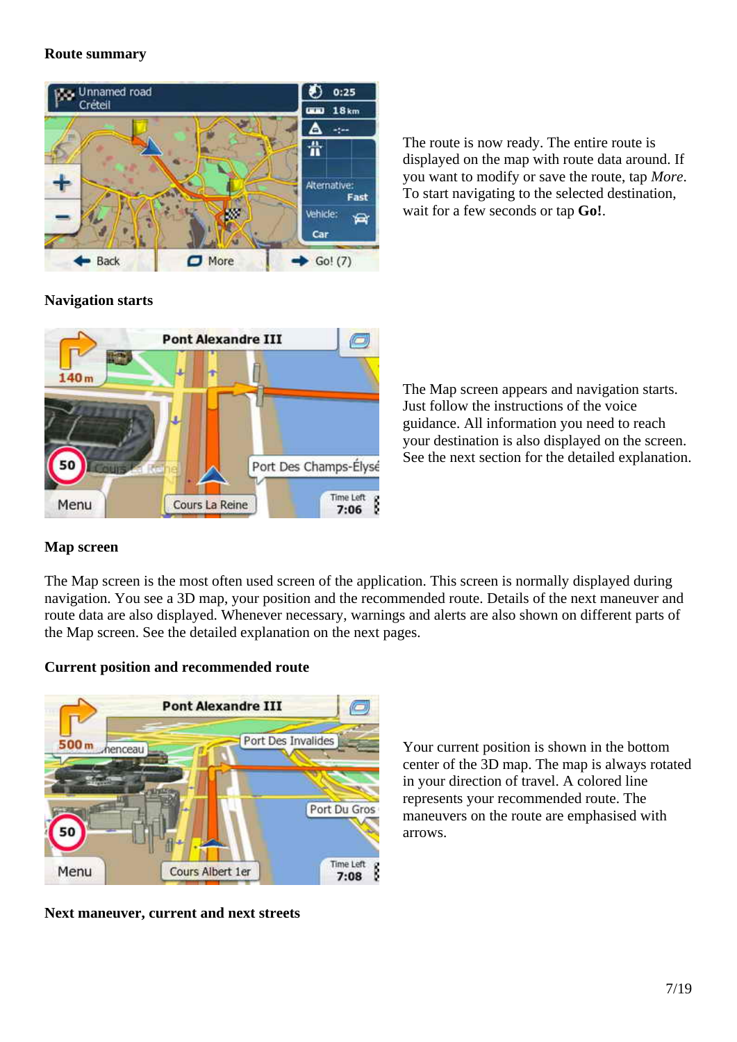**Route summary**

The route is now ready. The entire route is displayed on the map with route data around. If you want to modify or save the route, tap *More*. To start navigating to the selected destination, wait for a few seconds or tap **Go!**.

**Navigation starts**

The Map screen appears and navigation starts. Just follow the instructions of the voice guidance. All information you need to reach your destination is also displayed on the screen. See the next section for the detailed explanation.

**Map screen**

The Map screen is the most often used screen of the application. This screen is normally displayed during navigation. You see a 3D map, your position and the recommended route. Details of the next maneuver and route data are also displayed. Whenever necessary, warnings and alerts are also shown on different parts of the Map screen. See the detailed explanation on the next pages.

**Current position and recommended route**

Your current position is shown in the bottom center of the 3D map. The map is always rotated in your direction of travel. A colored line represents your recommended route. The maneuvers on the route are emphasised with arrows.

**Next maneuver, current and next streets**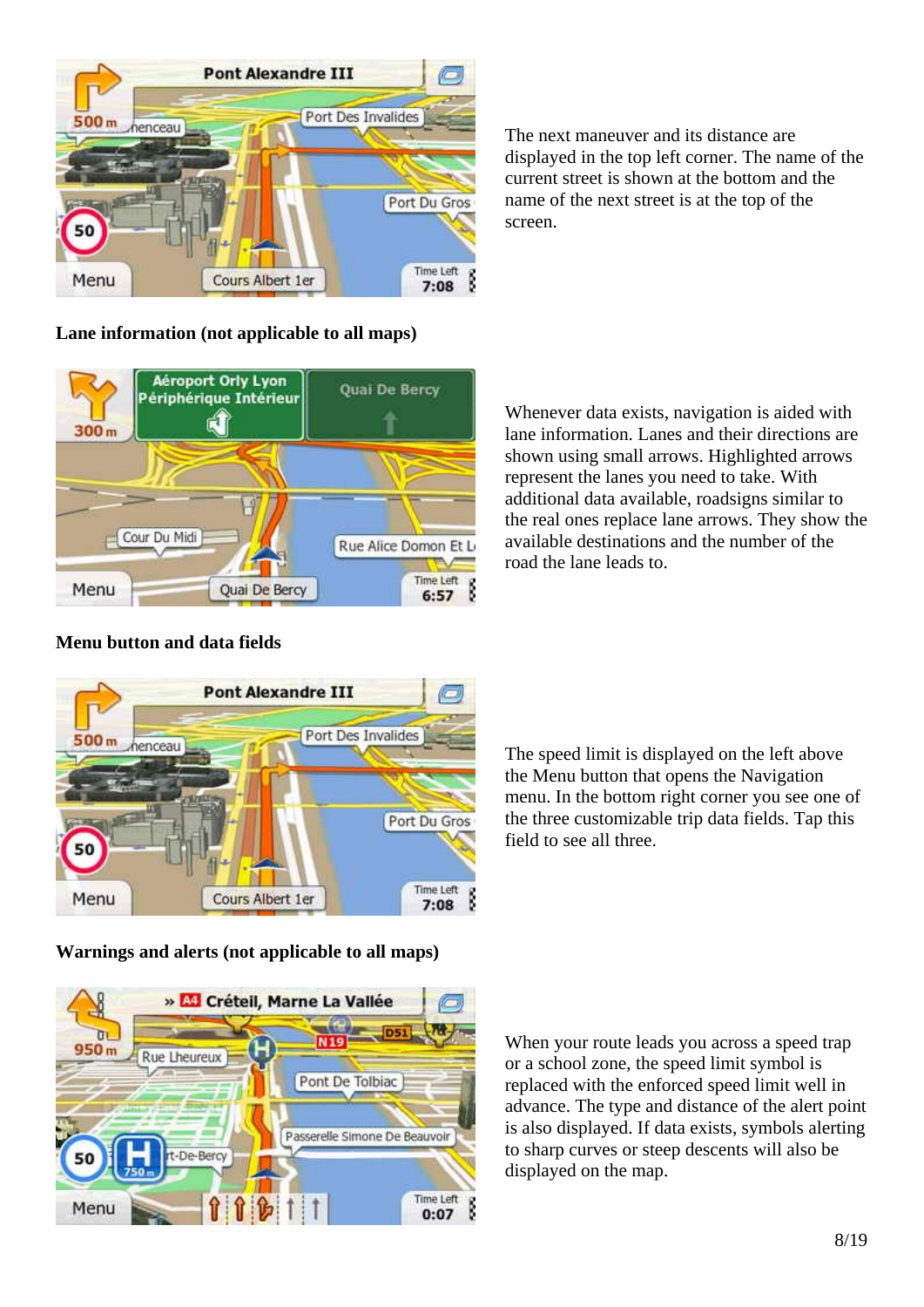The next maneuver and its distance are displayed in the top left corner. The name of the current street is shown at the bottom and the name of the next street is at the top of the screen.

**Lane information (not applicable to all maps)**

Whenever data exists, navigation is aided with lane information. Lanes and their directions are shown using small arrows. Highlighted arrows represent the lanes you need to take. With additional data available, roadsigns similar to the real ones replace lane arrows. They show the available destinations and the number of the road the lane leads to.

**Menu button and data fields**

The speed limit is displayed on the left above the Menu button that opens the Navigation menu. In the bottom right corner you see one of the three customizable trip data fields. Tap this field to see all three.

**Warnings and alerts (not applicable to all maps)**

When your route leads you across a speed trap or a school zone, the speed limit symbol is replaced with the enforced speed limit well in advance. The type and distance of the alert point is also displayed. If data exists, symbols alerting to sharp curves or steep descents will also be displayed on the map.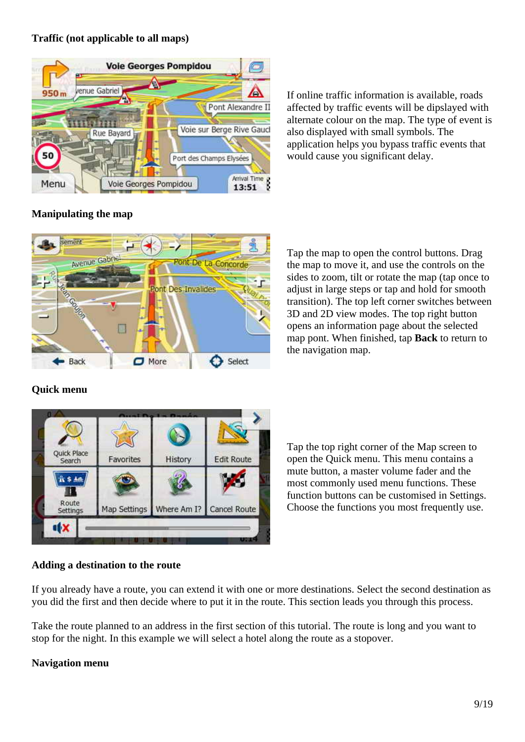**Traffic (not applicable to all maps)**

If online traffic information is available, roads affected by traffic events will be dipslayed with alternate colour on the map. The type of event is also displayed with small symbols. The application helps you bypass traffic events that would cause you significant delay.

**Manipulating the map**

Tap the map to open the control buttons. Drag the map to move it, and use the controls on the sides to zoom, tilt or rotate the map (tap once to adjust in large steps or tap and hold for smooth transition). The top left corner switches between 3D and 2D view modes. The top right button opens an information page about the selected map pont. When finished, tap **Back** to return to the navigation map.

**Quick menu**

Tap the top right corner of the Map screen to open the Quick menu. This menu contains a mute button, a master volume fader and the most commonly used menu functions. These function buttons can be customised in Settings. Choose the functions you most frequently use.

**Adding a destination to the route**

If you already have a route, you can extend it with one or more destinations. Select the second destination as you did the first and then decide where to put it in the route. This section leads you through this process.

Take the route planned to an address in the first section of this tutorial. The route is long and you want to stop for the night. In this example we will select a hotel along the route as a stopover.

**Navigation menu**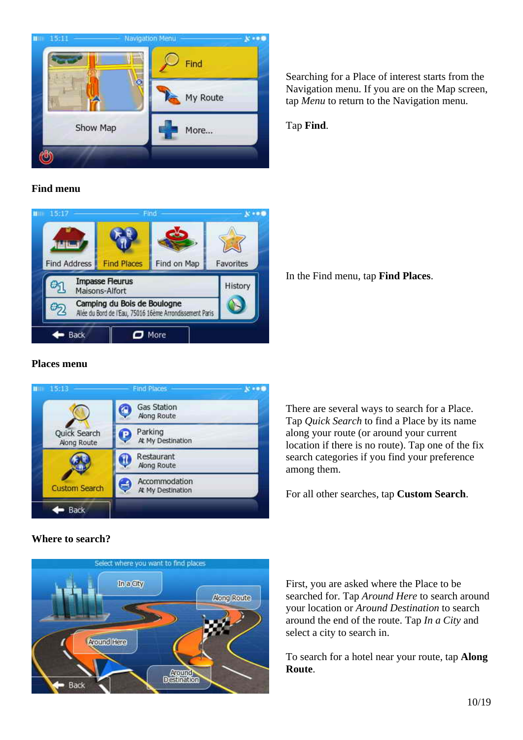Searching for a Place of interest starts from the Navigation menu. If you are on the Map screen, tap *Menu* to return to the Navigation menu.

Tap **Find**.

**Find menu**

In the Find menu, tap **Find Places**.

**Places menu**

There are several ways to search for a Place. Tap *Quick Search* to find a Place by its name along your route (or around your current location if there is no route). Tap one of the fix search categories if you find your preference among them.

For all other searches, tap **Custom Search**.

**Where to search?**

First, you are asked where the Place to be searched for. Tap *Around Here* to search around your location or *Around Destination* to search around the end of the route. Tap *In a City* and select a city to search in.

To search for a hotel near your route, tap **Along Route**.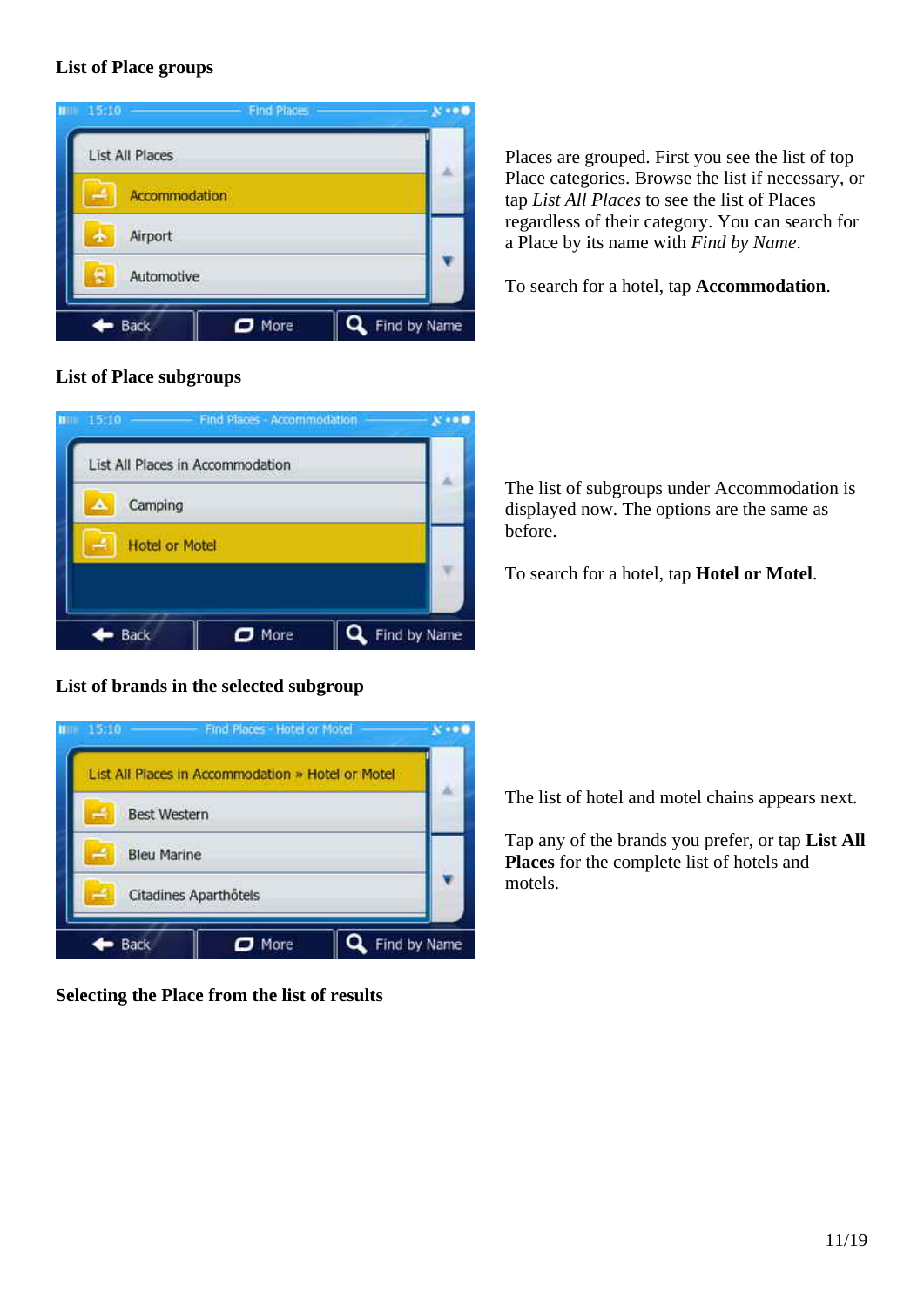### List of Place groups

Places are grouped. First you see the list of top Place categories. Browse the list if necessary, or tap *List All Places* to see the list of Places regardless of their category. You can search for a Place by its name with *Find by Name*.

To search for a hotel, tap **Accommodation**.

### List of Place subgroups

The list of subgroups under Accommodation is displayed now. The options are the same as before.

To search for a hotel, tap **Hotel or Motel**.

### List of brands in the selected subgroup

The list of hotel and motel chains appears next.

Tap any of the brands you prefer, or tap **List All Places** for the complete list of hotels and motels.

### Selecting the Place from the list of results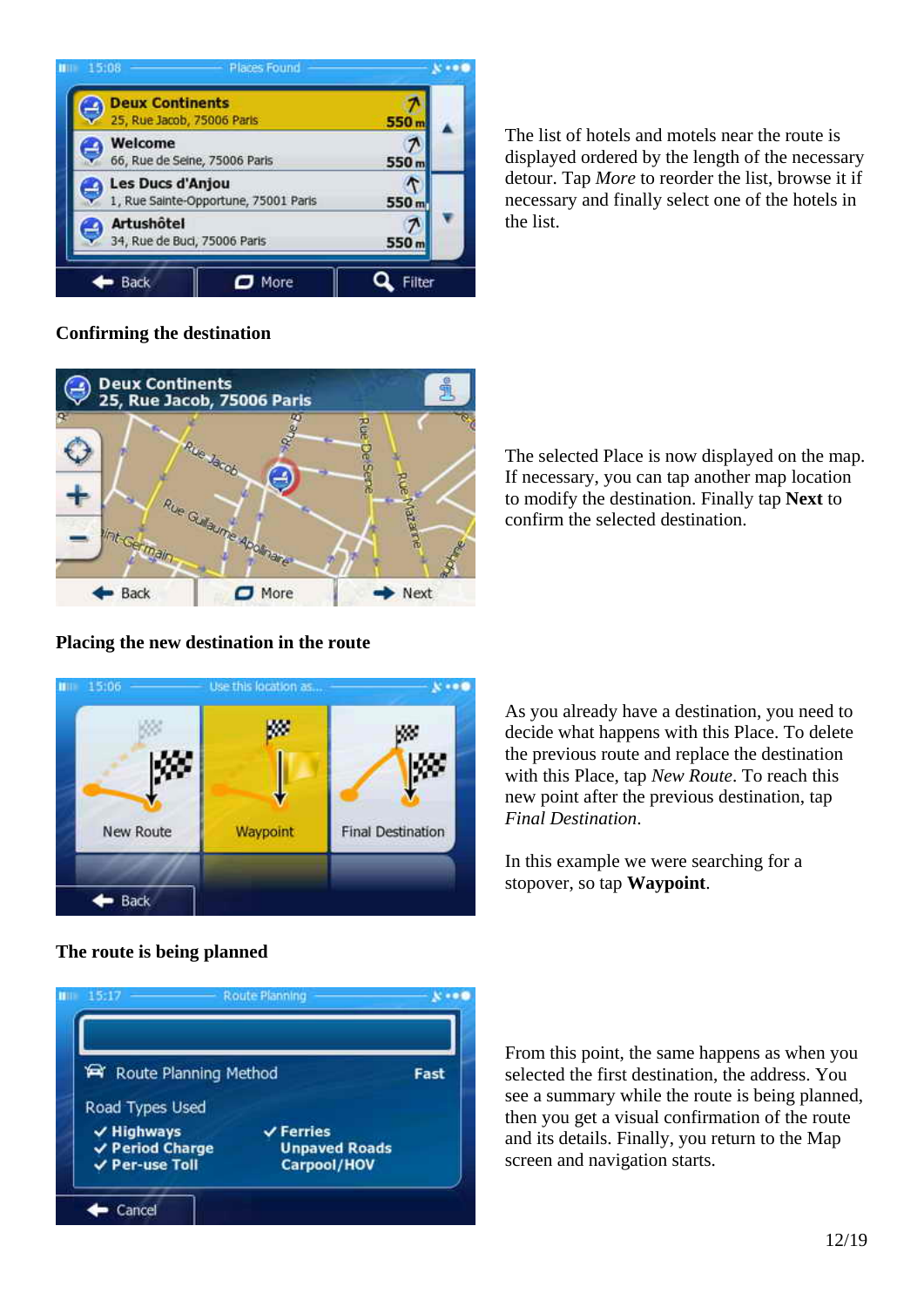The list of hotels and motels near the route is displayed ordered by the length of the necessary detour. Tap *More* to reorder the list, browse it if necessary and finally select one of the hotels in the list.

**Confirming the destination**

The selected Place is now displayed on the map. If necessary, you can tap another map location to modify the destination. Finally tap **Next** to confirm the selected destination.

**Placing the new destination in the route**

As you already have a destination, you need to decide what happens with this Place. To delete the previous route and replace the destination with this Place, tap *New Route*. To reach this new point after the previous destination, tap *Final Destination*.

In this example we were searching for a stopover, so tap **Waypoint**.

**The route is being planned**

From this point, the same happens as when you selected the first destination, the address. You see a summary while the route is being planned, then you get a visual confirmation of the route and its details. Finally, you return to the Map screen and navigation starts.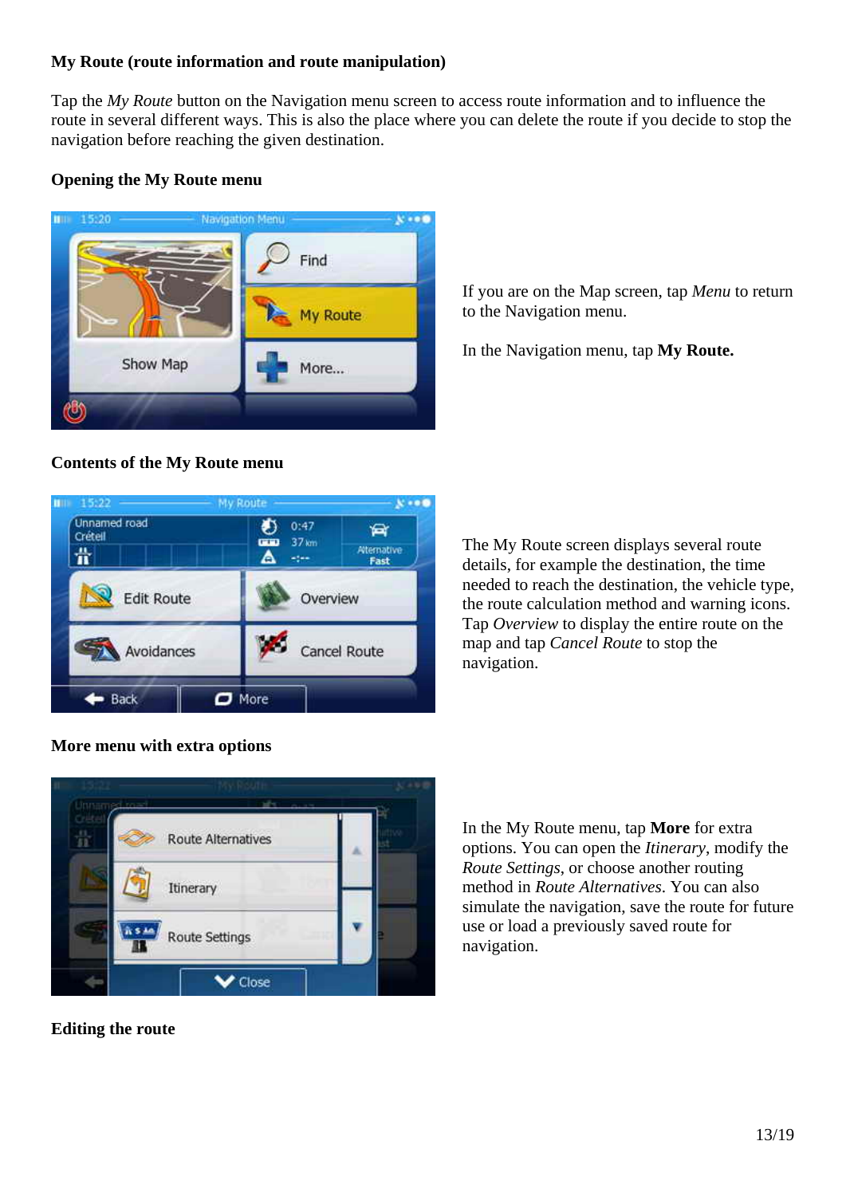## My Route (route information and route manipulation)

Tap the *My Route* button on the Navigation menu screen to access route information and to influence the route in several different ways. This is also the place where you can delete the route if you decide to stop the navigation before reaching the given destination.

### Opening the My Route menu

If you are on the Map screen, tap *Menu* to return to the Navigation menu.

In the Navigation menu, tap **My Route.**

### Contents of the My Route menu

The My Route screen displays several route details, for example the destination, the time needed to reach the destination, the vehicle type, the route calculation method and warning icons. Tap *Overview* to display the entire route on the map and tap *Cancel Route* to stop the navigation.

### More menu with extra options

In the My Route menu, tap **More** for extra options. You can open the *Itinerary*, modify the *Route Settings*, or choose another routing method in *Route Alternatives*. You can also simulate the navigation, save the route for future use or load a previously saved route for navigation.

### Editing the route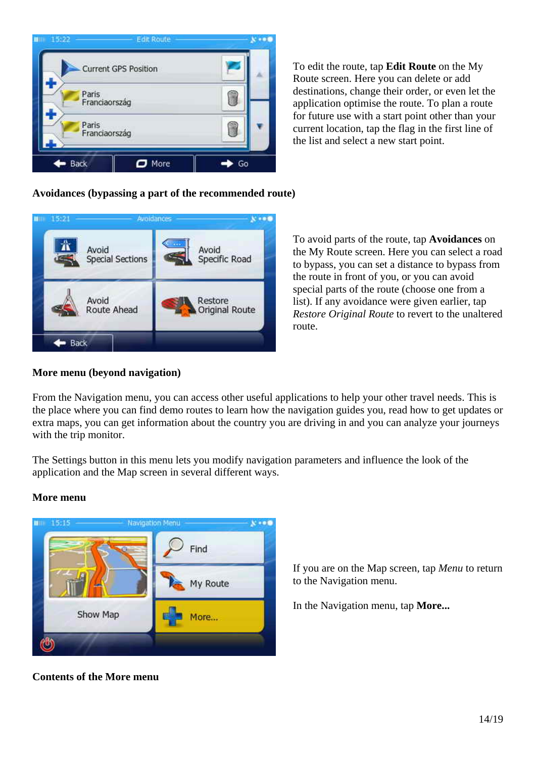To edit the route, tap **Edit Route** on the My Route screen. Here you can delete or add destinations, change their order, or even let the application optimise the route. To plan a route for future use with a start point other than your current location, tap the flag in the first line of the list and select a new start point.

**Avoidances (bypassing a part of the recommended route)**

To avoid parts of the route, tap **Avoidances** on the My Route screen. Here you can select a road to bypass, you can set a distance to bypass from the route in front of you, or you can avoid special parts of the route (choose one from a list). If any avoidance were given earlier, tap *Restore Original Route* to revert to the unaltered route.

**More menu (beyond navigation)**

From the Navigation menu, you can access other useful applications to help your other travel needs. This is the place where you can find demo routes to learn how the navigation guides you, read how to get updates or extra maps, you can get information about the country you are driving in and you can analyze your journeys with the trip monitor.

The Settings button in this menu lets you modify navigation parameters and influence the look of the application and the Map screen in several different ways.

**More menu**

If you are on the Map screen, tap *Menu* to return to the Navigation menu.

In the Navigation menu, tap **More...**

**Contents of the More menu**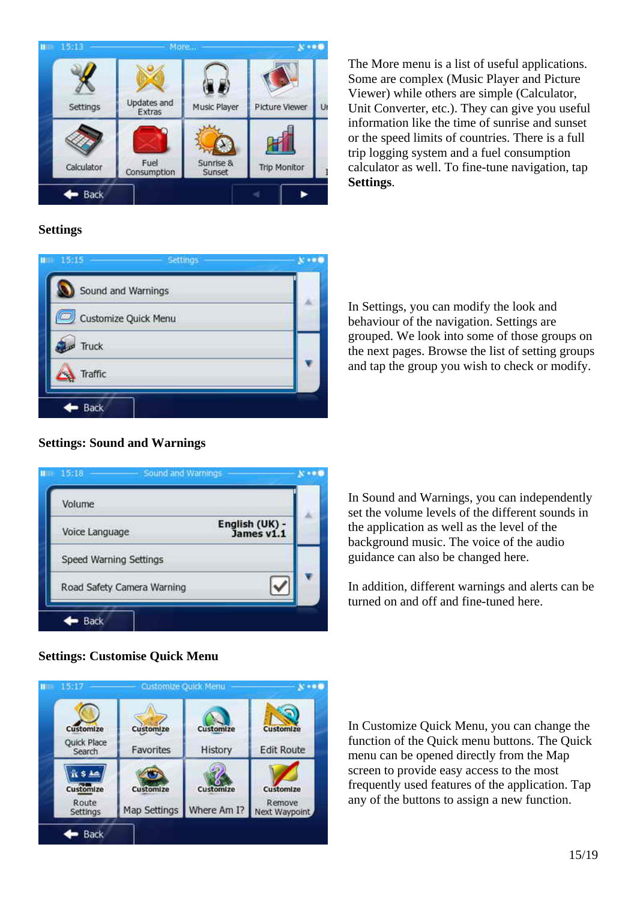The More menu is a list of useful applications. Some are complex (Music Player and Picture Viewer) while others are simple (Calculator, Unit Converter, etc.). They can give you useful information like the time of sunrise and sunset or the speed limits of countries. There is a full trip logging system and a fuel consumption calculator as well. To fine-tune navigation, tap **Settings**.

### Settings

In Settings, you can modify the look and behaviour of the navigation. Settings are grouped. We look into some of those groups on the next pages. Browse the list of setting groups and tap the group you wish to check or modify.

### Settings: Sound and Warnings

In Sound and Warnings, you can independently set the volume levels of the different sounds in the application as well as the level of the background music. The voice of the audio guidance can also be changed here.

In addition, different warnings and alerts can be turned on and off and fine-tuned here.

### Settings: Customise Quick Menu

In Customize Quick Menu, you can change the function of the Quick menu buttons. The Quick menu can be opened directly from the Map screen to provide easy access to the most frequently used features of the application. Tap any of the buttons to assign a new function.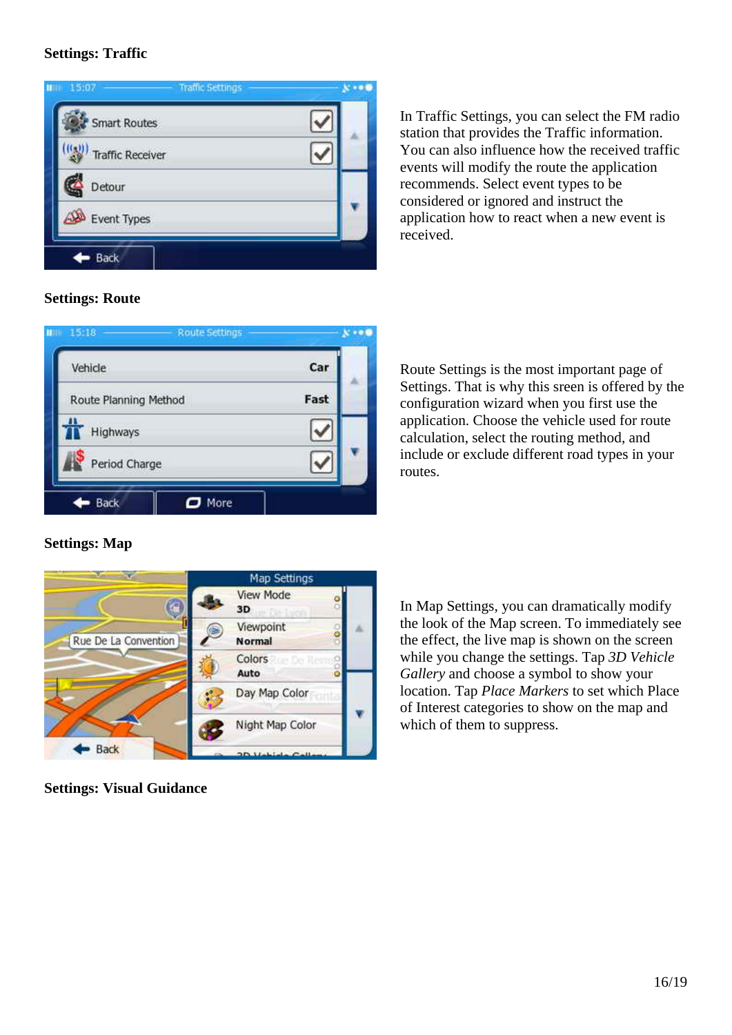**Settings: Traffic**

In Traffic Settings, you can select the FM radio station that provides the Traffic information. You can also influence how the received traffic events will modify the route the application recommends. Select event types to be considered or ignored and instruct the application how to react when a new event is received.

**Settings: Route**

Route Settings is the most important page of Settings. That is why this sreen is offered by the configuration wizard when you first use the application. Choose the vehicle used for route calculation, select the routing method, and include or exclude different road types in your routes.

**Settings: Map**

In Map Settings, you can dramatically modify the look of the Map screen. To immediately see the effect, the live map is shown on the screen while you change the settings. Tap *3D Vehicle Gallery* and choose a symbol to show your location. Tap *Place Markers* to set which Place of Interest categories to show on the map and which of them to suppress.

**Settings: Visual Guidance**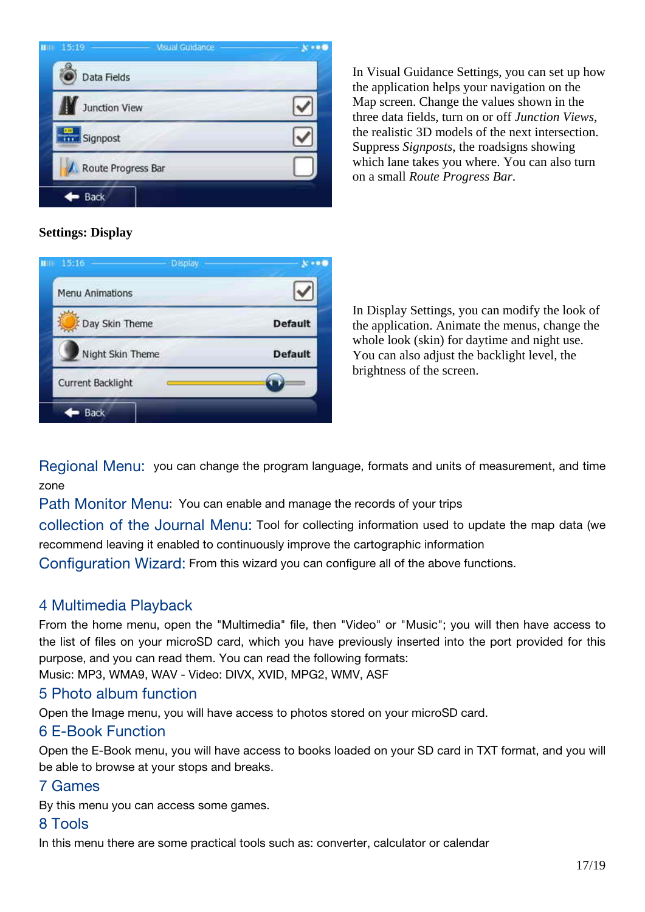In Visual Guidance Settings, you can set up how the application helps your navigation on the Map screen. Change the values shown in the three data fields, turn on or off *Junction Views*, the realistic 3D models of the next intersection. Suppress *Signposts*, the roadsigns showing which lane takes you where. You can also turn on a small *Route Progress Bar*.

**Settings: Display**

In Display Settings, you can modify the look of the application. Animate the menus, change the whole look (skin) for daytime and night use. You can also adjust the backlight level, the brightness of the screen.

Regional Menu: you can change the program language, formats and units of measurement, and time zone

Path Monitor Menu: You can enable and manage the records of your trips

collection of the Journal Menu: Tool for collecting information used to update the map data (we recommend leaving it enabled to continuously improve the cartographic information

Configuration Wizard: From this wizard you can configure all of the above functions.

## 4 Multimedia Playback

From the home menu, open the "Multimedia" file, then "Video" or "Music"; you will then have access to the list of files on your microSD card, which you have previously inserted into the port provided for this purpose, and you can read them. You can read the following formats:
Music: MP3, WMA9, WAV - Video: DIVX, XVID, MPG2, WMV, ASF

## 5 Photo album function

Open the Image menu, you will have access to photos stored on your microSD card.

## 6 E-Book Function

Open the E-Book menu, you will have access to books loaded on your SD card in TXT format, and you will be able to browse at your stops and breaks.

## 7 Games

By this menu you can access some games.

## 8 Tools

In this menu there are some practical tools such as: converter, calculator or calendar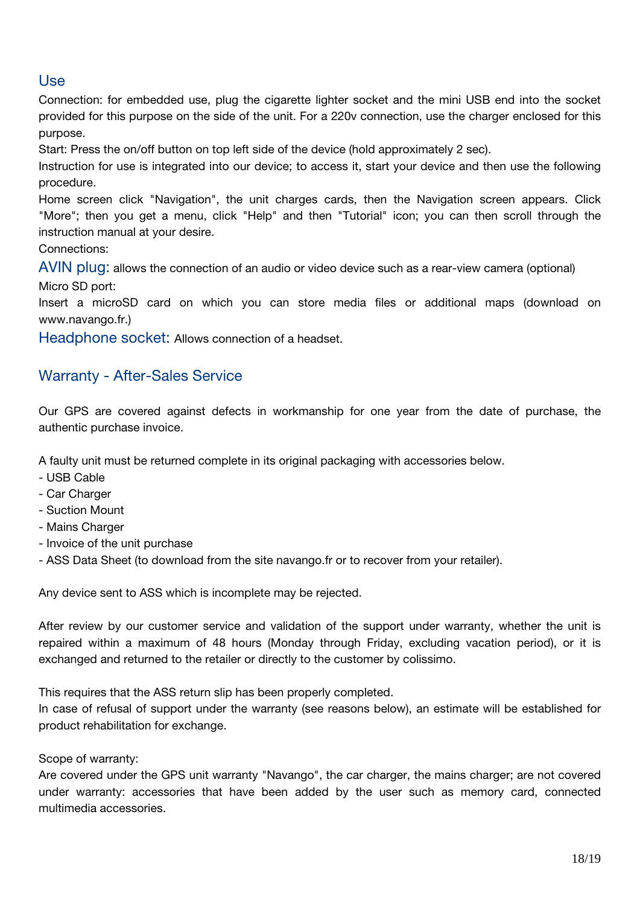## Use

Connection: for embedded use, plug the cigarette lighter socket and the mini USB end into the socket provided for this purpose on the side of the unit. For a 220v connection, use the charger enclosed for this purpose.

Start: Press the on/off button on top left side of the device (hold approximately 2 sec).

Instruction for use is integrated into our device; to access it, start your device and then use the following procedure.

Home screen click "Navigation", the unit charges cards, then the Navigation screen appears. Click "More"; then you get a menu, click "Help" and then "Tutorial" icon; you can then scroll through the instruction manual at your desire.

Connections:

**AVIN plug:** allows the connection of an audio or video device such as a rear-view camera (optional)

Micro SD port:

Insert a microSD card on which you can store media files or additional maps (download on www.navango.fr.)

**Headphone socket:** Allows connection of a headset.

## Warranty - After-Sales Service

Our GPS are covered against defects in workmanship for one year from the date of purchase, the authentic purchase invoice.

A faulty unit must be returned complete in its original packaging with accessories below.

- USB Cable
- Car Charger
- Suction Mount
- Mains Charger
- Invoice of the unit purchase
- ASS Data Sheet (to download from the site navango.fr or to recover from your retailer).

Any device sent to ASS which is incomplete may be rejected.

After review by our customer service and validation of the support under warranty, whether the unit is repaired within a maximum of 48 hours (Monday through Friday, excluding vacation period), or it is exchanged and returned to the retailer or directly to the customer by colissimo.

This requires that the ASS return slip has been properly completed.

In case of refusal of support under the warranty (see reasons below), an estimate will be established for product rehabilitation for exchange.

Scope of warranty:

Are covered under the GPS unit warranty "Navango", the car charger, the mains charger; are not covered under warranty: accessories that have been added by the user such as memory card, connected multimedia accessories.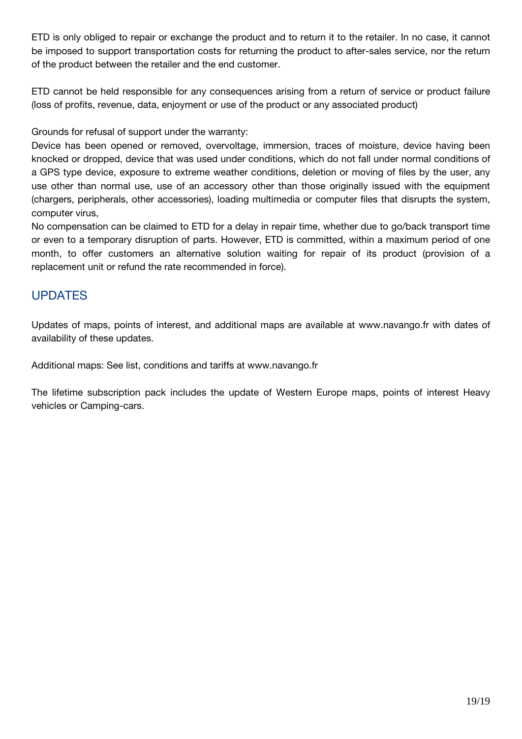ETD is only obliged to repair or exchange the product and to return it to the retailer. In no case, it cannot be imposed to support transportation costs for returning the product to after-sales service, nor the return of the product between the retailer and the end customer.

ETD cannot be held responsible for any consequences arising from a return of service or product failure (loss of profits, revenue, data, enjoyment or use of the product or any associated product)

Grounds for refusal of support under the warranty:
Device has been opened or removed, overvoltage, immersion, traces of moisture, device having been knocked or dropped, device that was used under conditions, which do not fall under normal conditions of a GPS type device, exposure to extreme weather conditions, deletion or moving of files by the user, any use other than normal use, use of an accessory other than those originally issued with the equipment (chargers, peripherals, other accessories), loading multimedia or computer files that disrupts the system, computer virus,
No compensation can be claimed to ETD for a delay in repair time, whether due to go/back transport time or even to a temporary disruption of parts. However, ETD is committed, within a maximum period of one month, to offer customers an alternative solution waiting for repair of its product (provision of a replacement unit or refund the rate recommended in force).

## UPDATES

Updates of maps, points of interest, and additional maps are available at www.navango.fr with dates of availability of these updates.

Additional maps: See list, conditions and tariffs at www.navango.fr

The lifetime subscription pack includes the update of Western Europe maps, points of interest Heavy vehicles or Camping-cars.